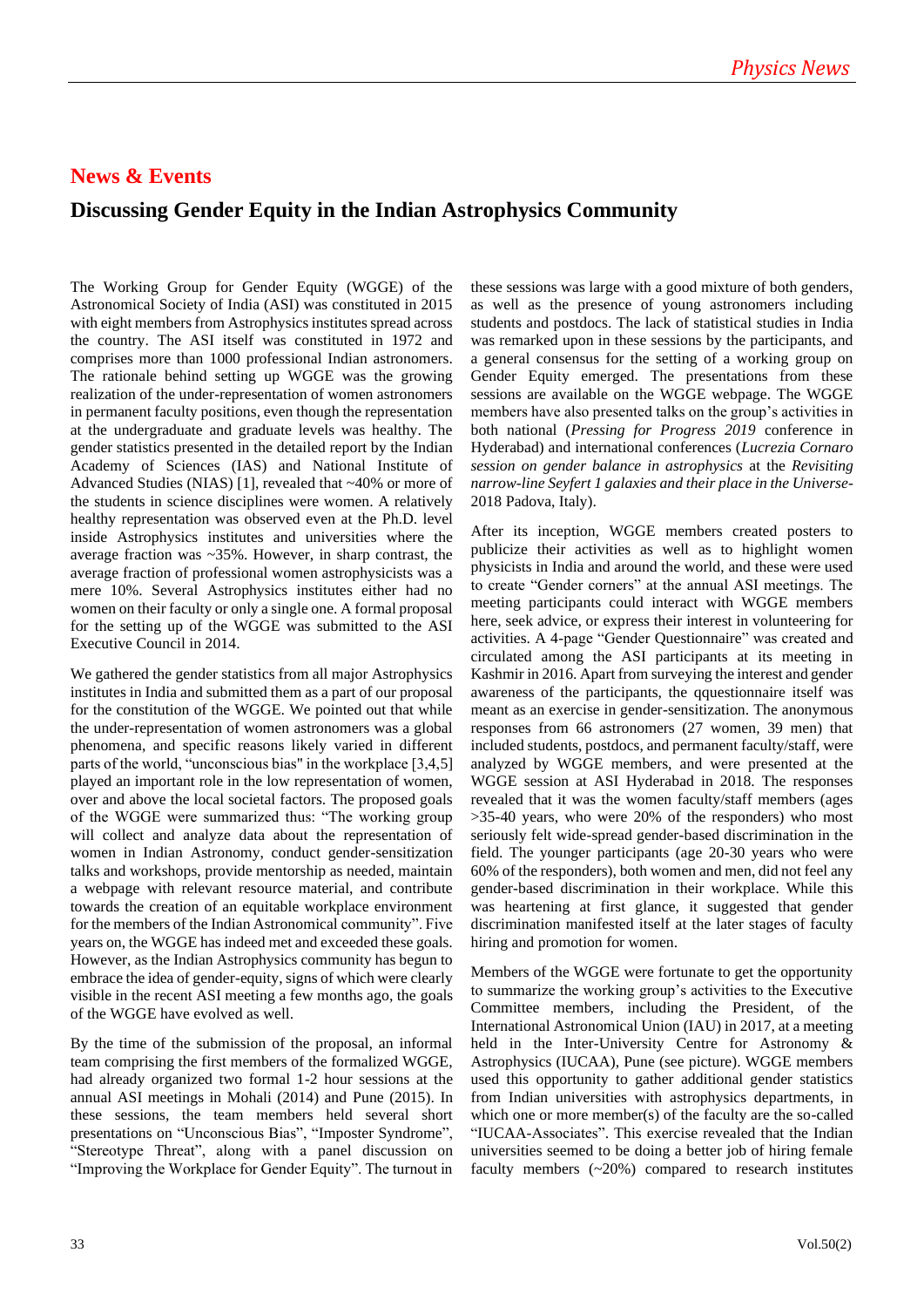## News & Events

# Discussing Gender Equity in the Indian Astrophysics Community

The Working Group for Gender Equity (WGGE) of the Astronomical Society of India (ASI) was constituted in 2015 with eight members from Astrophysics institutes spread across the country. The ASI itself was constituted in 1972 and comprises more than 1000 professional Indian astronomers. The rationale behind setting up WGGE was the growing realization of the under-representation of women astronomers in permanent faculty positions, even though the representation at the undergraduate and graduate levels was healthy. The gender statistics presented in the detailed report by the Indian Academy of Sciences (IAS) and National Institute of Advanced Studies (NIAS) [1], revealed that ~40% or more of the students in science disciplines were women. A relatively healthy representation was observed even at the Ph.D. level inside Astrophysics institutes and universities where the average fraction was ~35%. However, in sharp contrast, the average fraction of professional women astrophysicists was a mere 10%. Several Astrophysics institutes either had no women on their faculty or only a single one. A formal proposal for the setting up of the WGGE was submitted to the ASI Executive Council in 2014.

We gathered the gender statistics from all major Astrophysics institutes in India and submitted them as a part of our proposal for the constitution of the WGGE. We pointed out that while the under-representation of women astronomers was a global phenomena, and specific reasons likely varied in different parts of the world, "unconscious bias" in the workplace [3,4,5] played an important role in the low representation of women, over and above the local societal factors. The proposed goals of the WGGE were summarized thus: "The working group will collect and analyze data about the representation of women in Indian Astronomy, conduct gender-sensitization talks and workshops, provide mentorship as needed, maintain a webpage with relevant resource material, and contribute towards the creation of an equitable workplace environment for the members of the Indian Astronomical community". Five years on, the WGGE has indeed met and exceeded these goals. However, as the Indian Astrophysics community has begun to embrace the idea of gender-equity, signs of which were clearly visible in the recent ASI meeting a few months ago, the goals of the WGGE have evolved as well.

By the time of the submission of the proposal, an informal team comprising the first members of the formalized WGGE, had already organized two formal 1-2 hour sessions at the annual ASI meetings in Mohali (2014) and Pune (2015). In these sessions, the team members held several short presentations on "Unconscious Bias", "Imposter Syndrome", "Stereotype Threat", along with a panel discussion on "Improving the Workplace for Gender Equity". The turnout in these sessions was large with a good mixture of both genders, as well as the presence of young astronomers including students and postdocs. The lack of statistical studies in India was remarked upon in these sessions by the participants, and a general consensus for the setting of a working group on Gender Equity emerged. The presentations from these sessions are available on the WGGE webpage. The WGGE members have also presented talks on the group's activities in both national (*Pressing for Progress 2019* conference in Hyderabad) and international conferences (*Lucrezia Cornaro session on gender balance in astrophysics* at the *Revisiting narrow-line Seyfert 1 galaxies and their place in the Universe*-2018 Padova, Italy).

After its inception, WGGE members created posters to publicize their activities as well as to highlight women physicists in India and around the world, and these were used to create "Gender corners" at the annual ASI meetings. The meeting participants could interact with WGGE members here, seek advice, or express their interest in volunteering for activities. A 4-page "Gender Questionnaire" was created and circulated among the ASI participants at its meeting in Kashmir in 2016. Apart from surveying the interest and gender awareness of the participants, the qquestionnaire itself was meant as an exercise in gender-sensitization. The anonymous responses from 66 astronomers (27 women, 39 men) that included students, postdocs, and permanent faculty/staff, were analyzed by WGGE members, and were presented at the WGGE session at ASI Hyderabad in 2018. The responses revealed that it was the women faculty/staff members (ages >35-40 years, who were 20% of the responders) who most seriously felt wide-spread gender-based discrimination in the field. The younger participants (age 20-30 years who were 60% of the responders), both women and men, did not feel any gender-based discrimination in their workplace. While this was heartening at first glance, it suggested that gender discrimination manifested itself at the later stages of faculty hiring and promotion for women.

Members of the WGGE were fortunate to get the opportunity to summarize the working group's activities to the Executive Committee members, including the President, of the International Astronomical Union (IAU) in 2017, at a meeting held in the Inter-University Centre for Astronomy & Astrophysics (IUCAA), Pune (see picture). WGGE members used this opportunity to gather additional gender statistics from Indian universities with astrophysics departments, in which one or more member(s) of the faculty are the so-called "IUCAA-Associates". This exercise revealed that the Indian universities seemed to be doing a better job of hiring female faculty members (~20%) compared to research institutes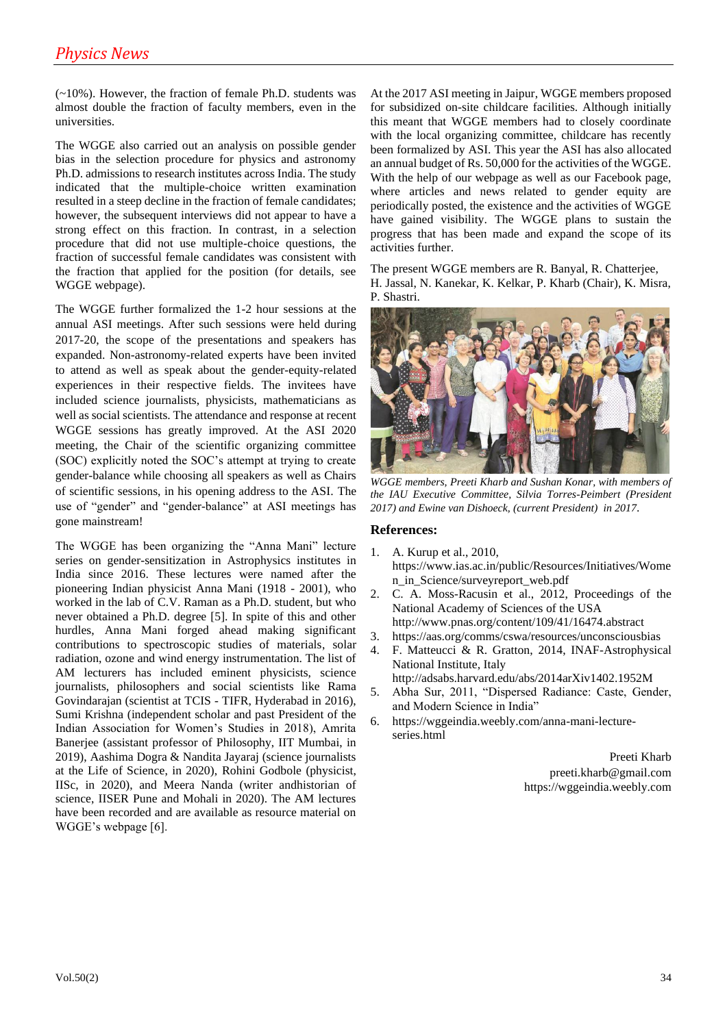(~10%). However, the fraction of female Ph.D. students was almost double the fraction of faculty members, even in the universities.

The WGGE also carried out an analysis on possible gender bias in the selection procedure for physics and astronomy Ph.D. admissions to research institutes across India. The study indicated that the multiple-choice written examination resulted in a steep decline in the fraction of female candidates; however, the subsequent interviews did not appear to have a strong effect on this fraction. In contrast, in a selection procedure that did not use multiple-choice questions, the fraction of successful female candidates was consistent with the fraction that applied for the position (for details, see WGGE webpage).

The WGGE further formalized the 1-2 hour sessions at the annual ASI meetings. After such sessions were held during 2017-20, the scope of the presentations and speakers has expanded. Non-astronomy-related experts have been invited to attend as well as speak about the gender-equity-related experiences in their respective fields. The invitees have included science journalists, physicists, mathematicians as well as social scientists. The attendance and response at recent WGGE sessions has greatly improved. At the ASI 2020 meeting, the Chair of the scientific organizing committee (SOC) explicitly noted the SOC's attempt at trying to create gender-balance while choosing all speakers as well as Chairs of scientific sessions, in his opening address to the ASI. The use of "gender" and "gender-balance" at ASI meetings has gone mainstream!

The WGGE has been organizing the "Anna Mani" lecture series on gender-sensitization in Astrophysics institutes in India since 2016. These lectures were named after the pioneering Indian physicist Anna Mani (1918 - 2001), who worked in the lab of C.V. Raman as a Ph.D. student, but who never obtained a Ph.D. degree [5]. In spite of this and other hurdles, Anna Mani forged ahead making significant contributions to spectroscopic studies of materials, solar radiation, ozone and wind energy instrumentation. The list of AM lecturers has included eminent physicists, science journalists, philosophers and social scientists like Rama Govindarajan (scientist at TCIS - TIFR, Hyderabad in 2016), Sumi Krishna (independent scholar and past President of the Indian Association for Women's Studies in 2018), Amrita Banerjee (assistant professor of Philosophy, IIT Mumbai, in 2019), Aashima Dogra & Nandita Jayaraj (science journalists at the Life of Science, in 2020), Rohini Godbole (physicist, IISc, in 2020), and Meera Nanda (writer andhistorian of science, IISER Pune and Mohali in 2020). The AM lectures have been recorded and are available as resource material on WGGE's webpage [6].

At the 2017 ASI meeting in Jaipur, WGGE members proposed for subsidized on-site childcare facilities. Although initially this meant that WGGE members had to closely coordinate with the local organizing committee, childcare has recently been formalized by ASI. This year the ASI has also allocated an annual budget of Rs. 50,000 for the activities of the WGGE. With the help of our webpage as well as our Facebook page, where articles and news related to gender equity are periodically posted, the existence and the activities of WGGE have gained visibility. The WGGE plans to sustain the progress that has been made and expand the scope of its activities further.

The present WGGE members are R. Banyal, R. Chatterjee, H. Jassal, N. Kanekar, K. Kelkar, P. Kharb (Chair), K. Misra, P. Shastri.

*WGGE members, Preeti Kharb and Sushan Konar, with members of the IAU Executive Committee, Silvia Torres-Peimbert (President 2017) and Ewine van Dishoeck, (current President) in 2017.*

## References:

1. A. Kurup et al., 2010, https://www.ias.ac.in/public/Resources/Initiatives/Women_in_Science/surveyreport_web.pdf
2. C. A. Moss-Racusin et al., 2012, Proceedings of the National Academy of Sciences of the USA http://www.pnas.org/content/109/41/16474.abstract
3. https://aas.org/comms/cswa/resources/unconsciousbias
4. F. Matteucci & R. Gratton, 2014, INAF-Astrophysical National Institute, Italy http://adsabs.harvard.edu/abs/2014arXiv1402.1952M
5. Abha Sur, 2011, "Dispersed Radiance: Caste, Gender, and Modern Science in India"
6. https://wggeindia.weebly.com/anna-mani-lecture-series.html

Preeti Kharb
preeti.kharb@gmail.com
https://wggeindia.weebly.com